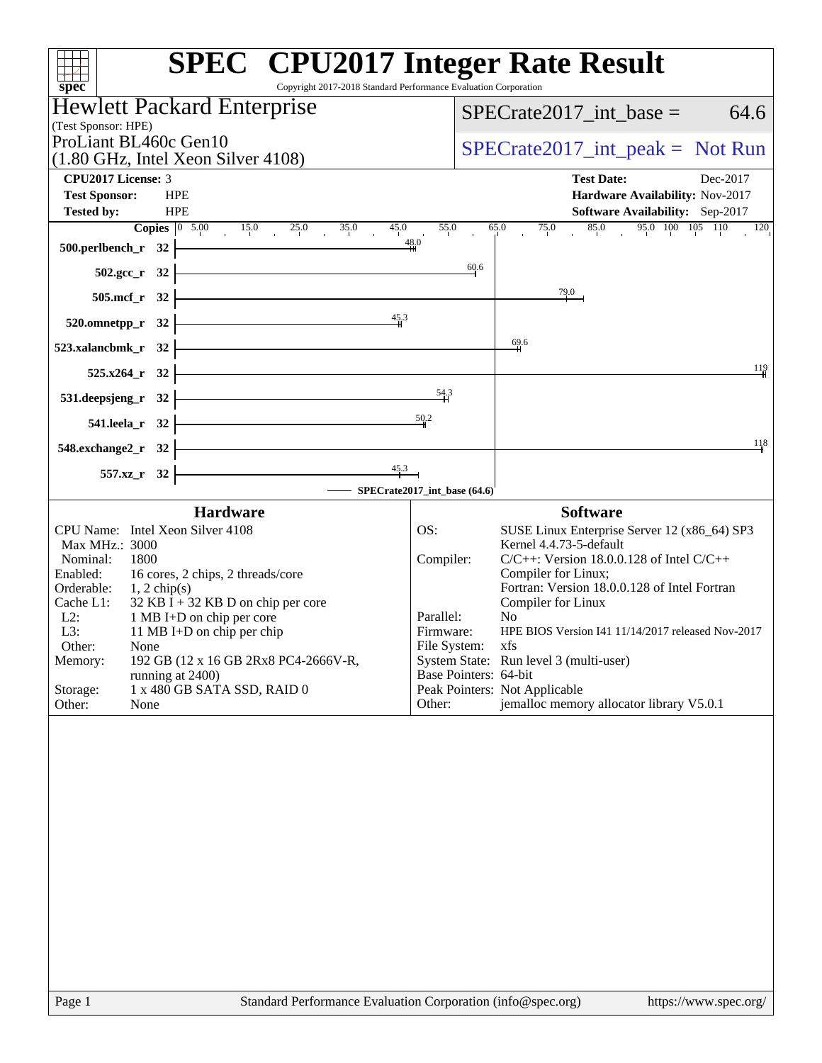# SPEC CPU2017 Integer Rate Result

Copyright 2017-2018 Standard Performance Evaluation Corporation

**Hewlett Packard Enterprise**
(Test Sponsor: HPE)
ProLiant BL460c Gen10
(1.80 GHz, Intel Xeon Silver 4108)

SPECrate2017_int_base = 64.6

SPECrate2017_int_peak = Not Run

| | | | |
|---|---|---|---|
| **CPU2017 License:** | 3 | **Test Date:** | Dec-2017 |
| **Test Sponsor:** | HPE | **Hardware Availability:** | Nov-2017 |
| **Tested by:** | HPE | **Software Availability:** | Sep-2017 |

| Benchmark | Copies | Base Ratio |
|---|---|---|
| 500.perlbench_r | 32 | 48.0 |
| 502.gcc_r | 32 | 60.6 |
| 505.mcf_r | 32 | 79.0 |
| 520.omnetpp_r | 32 | 45.3 |
| 523.xalancbmk_r | 32 | 69.6 |
| 525.x264_r | 32 | 119 |
| 531.deepsjeng_r | 32 | 54.3 |
| 541.leela_r | 32 | 50.2 |
| 548.exchange2_r | 32 | 118 |
| 557.xz_r | 32 | 45.3 |

SPECrate2017_int_base (64.6)

## Hardware

| | |
|---|---|
| CPU Name: | Intel Xeon Silver 4108 |
| Max MHz.: | 3000 |
| Nominal: | 1800 |
| Enabled: | 16 cores, 2 chips, 2 threads/core |
| Orderable: | 1, 2 chip(s) |
| Cache L1: | 32 KB I + 32 KB D on chip per core |
| L2: | 1 MB I+D on chip per core |
| L3: | 11 MB I+D on chip per chip |
| Other: | None |
| Memory: | 192 GB (12 x 16 GB 2Rx8 PC4-2666V-R, running at 2400) |
| Storage: | 1 x 480 GB SATA SSD, RAID 0 |
| Other: | None |

## Software

| | |
|---|---|
| OS: | SUSE Linux Enterprise Server 12 (x86_64) SP3 Kernel 4.4.73-5-default |
| Compiler: | C/C++: Version 18.0.0.128 of Intel C/C++ Compiler for Linux; Fortran: Version 18.0.0.128 of Intel Fortran Compiler for Linux |
| Parallel: | No |
| Firmware: | HPE BIOS Version I41 11/14/2017 released Nov-2017 |
| File System: | xfs |
| System State: | Run level 3 (multi-user) |
| Base Pointers: | 64-bit |
| Peak Pointers: | Not Applicable |
| Other: | jemalloc memory allocator library V5.0.1 |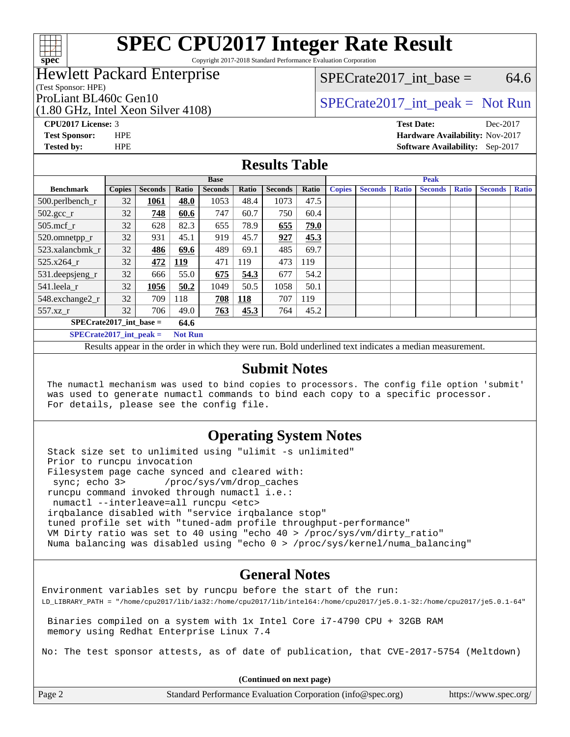# SPEC CPU2017 Integer Rate Result

Copyright 2017-2018 Standard Performance Evaluation Corporation

**Hewlett Packard Enterprise**
(Test Sponsor: HPE)
ProLiant BL460c Gen10
(1.80 GHz, Intel Xeon Silver 4108)

SPECrate2017_int_base = 64.6

SPECrate2017_int_peak = Not Run

**CPU2017 License:** 3
**Test Sponsor:** HPE
**Tested by:** HPE

**Test Date:** Dec-2017
**Hardware Availability:** Nov-2017
**Software Availability:** Sep-2017

## Results Table

| Benchmark | Base | | | | | | | Peak | | | | | | |
|---|---|---|---|---|---|---|---|---|---|---|---|---|---|---|
| | Copies | Seconds | Ratio | Seconds | Ratio | Seconds | Ratio | Copies | Seconds | Ratio | Seconds | Ratio | Seconds | Ratio |
| 500.perlbench_r | 32 | **1061** | **48.0** | 1053 | 48.4 | 1073 | 47.5 | | | | | | | |
| 502.gcc_r | 32 | **748** | **60.6** | 747 | 60.7 | 750 | 60.4 | | | | | | | |
| 505.mcf_r | 32 | 628 | 82.3 | 655 | 78.9 | **655** | **79.0** | | | | | | | |
| 520.omnetpp_r | 32 | 931 | 45.1 | 919 | 45.7 | **927** | **45.3** | | | | | | | |
| 523.xalancbmk_r | 32 | **486** | **69.6** | 489 | 69.1 | 485 | 69.7 | | | | | | | |
| 525.x264_r | 32 | **472** | **119** | 471 | 119 | 473 | 119 | | | | | | | |
| 531.deepsjeng_r | 32 | 666 | 55.0 | **675** | **54.3** | 677 | 54.2 | | | | | | | |
| 541.leela_r | 32 | **1056** | **50.2** | 1049 | 50.5 | 1058 | 50.1 | | | | | | | |
| 548.exchange2_r | 32 | 709 | 118 | **708** | **118** | 707 | 119 | | | | | | | |
| 557.xz_r | 32 | 706 | 49.0 | **763** | **45.3** | 764 | 45.2 | | | | | | | |

**SPECrate2017_int_base = 64.6**

**SPECrate2017_int_peak = Not Run**

Results appear in the order in which they were run. Bold underlined text indicates a median measurement.

## Submit Notes

The numactl mechanism was used to bind copies to processors. The config file option 'submit' was used to generate numactl commands to bind each copy to a specific processor. For details, please see the config file.

## Operating System Notes

```
Stack size set to unlimited using "ulimit -s unlimited"
Prior to runcpu invocation
Filesystem page cache synced and cleared with:
 sync; echo 3>       /proc/sys/vm/drop_caches
runcpu command invoked through numactl i.e.:
 numactl --interleave=all runcpu <etc>
irqbalance disabled with "service irqbalance stop"
tuned profile set with "tuned-adm profile throughput-performance"
VM Dirty ratio was set to 40 using "echo 40 > /proc/sys/vm/dirty_ratio"
Numa balancing was disabled using "echo 0 > /proc/sys/kernel/numa_balancing"
```

## General Notes

```
Environment variables set by runcpu before the start of the run:
LD_LIBRARY_PATH = "/home/cpu2017/lib/ia32:/home/cpu2017/lib/intel64:/home/cpu2017/je5.0.1-32:/home/cpu2017/je5.0.1-64"

 Binaries compiled on a system with 1x Intel Core i7-4790 CPU + 32GB RAM
 memory using Redhat Enterprise Linux 7.4

No: The test sponsor attests, as of date of publication, that CVE-2017-5754 (Meltdown)
```

**(Continued on next page)**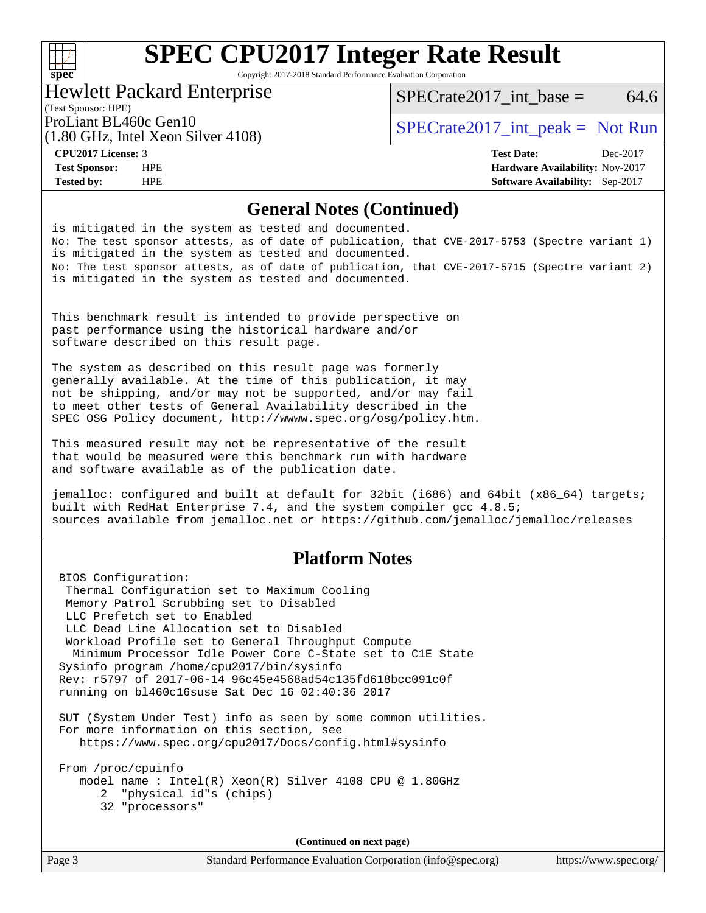# SPEC CPU2017 Integer Rate Result

Copyright 2017-2018 Standard Performance Evaluation Corporation

**Hewlett Packard Enterprise**
(Test Sponsor: HPE)
ProLiant BL460c Gen10
(1.80 GHz, Intel Xeon Silver 4108)

SPECrate2017_int_base = 64.6

SPECrate2017_int_peak = Not Run

| | | | |
|---|---|---|---|
| **CPU2017 License:** | 3 | **Test Date:** | Dec-2017 |
| **Test Sponsor:** | HPE | **Hardware Availability:** | Nov-2017 |
| **Tested by:** | HPE | **Software Availability:** | Sep-2017 |

## General Notes (Continued)

```
is mitigated in the system as tested and documented.
No: The test sponsor attests, as of date of publication, that CVE-2017-5753 (Spectre variant 1)
is mitigated in the system as tested and documented.
No: The test sponsor attests, as of date of publication, that CVE-2017-5715 (Spectre variant 2)
is mitigated in the system as tested and documented.


This benchmark result is intended to provide perspective on
past performance using the historical hardware and/or
software described on this result page.

The system as described on this result page was formerly
generally available. At the time of this publication, it may
not be shipping, and/or may not be supported, and/or may fail
to meet other tests of General Availability described in the
SPEC OSG Policy document, http://wwww.spec.org/osg/policy.htm.

This measured result may not be representative of the result
that would be measured were this benchmark run with hardware
and software available as of the publication date.

jemalloc: configured and built at default for 32bit (i686) and 64bit (x86_64) targets;
built with RedHat Enterprise 7.4, and the system compiler gcc 4.8.5;
sources available from jemalloc.net or https://github.com/jemalloc/jemalloc/releases
```

## Platform Notes

```
BIOS Configuration:
 Thermal Configuration set to Maximum Cooling
 Memory Patrol Scrubbing set to Disabled
 LLC Prefetch set to Enabled
 LLC Dead Line Allocation set to Disabled
 Workload Profile set to General Throughput Compute
  Minimum Processor Idle Power Core C-State set to C1E State
Sysinfo program /home/cpu2017/bin/sysinfo
Rev: r5797 of 2017-06-14 96c45e4568ad54c135fd618bcc091c0f
running on bl460c16suse Sat Dec 16 02:40:36 2017

SUT (System Under Test) info as seen by some common utilities.
For more information on this section, see
   https://www.spec.org/cpu2017/Docs/config.html#sysinfo

From /proc/cpuinfo
   model name : Intel(R) Xeon(R) Silver 4108 CPU @ 1.80GHz
      2  "physical id"s (chips)
      32 "processors"
```

(Continued on next page)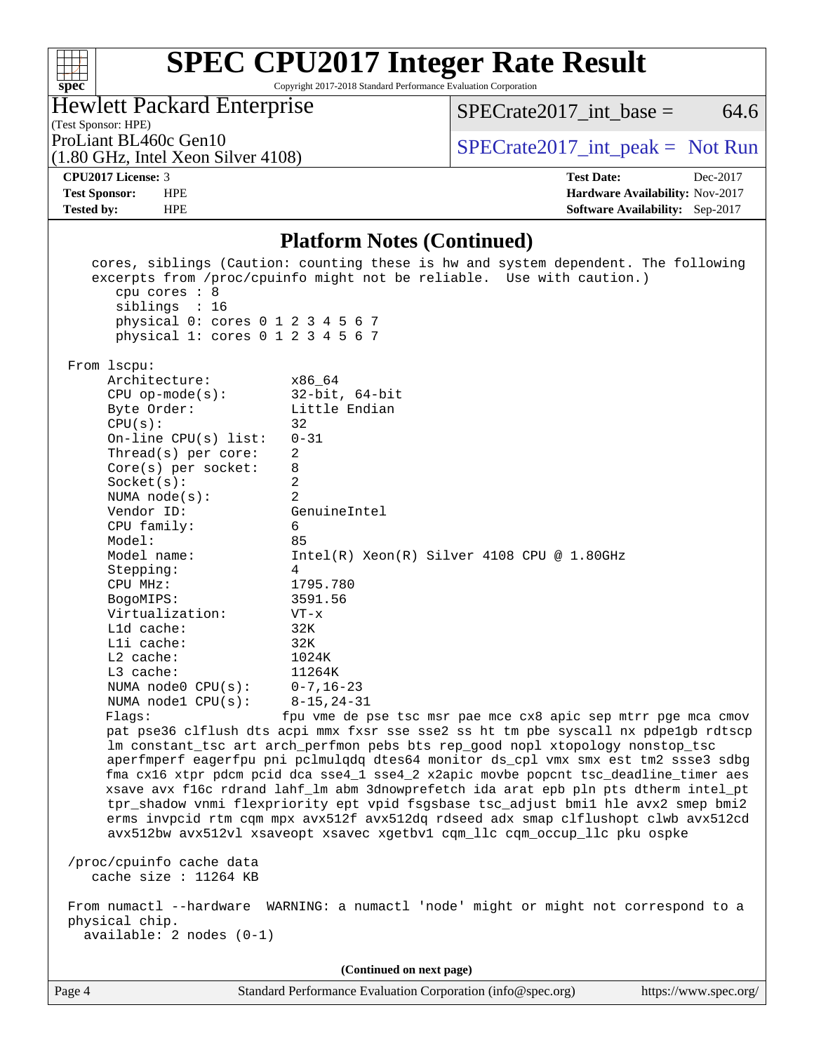# SPEC CPU2017 Integer Rate Result

Copyright 2017-2018 Standard Performance Evaluation Corporation

**Hewlett Packard Enterprise**
(Test Sponsor: HPE)
ProLiant BL460c Gen10
(1.80 GHz, Intel Xeon Silver 4108)

SPECrate2017_int_base = 64.6
SPECrate2017_int_peak = Not Run

| | | | |
|---|---|---|---|
| **CPU2017 License:** | 3 | **Test Date:** | Dec-2017 |
| **Test Sponsor:** | HPE | **Hardware Availability:** | Nov-2017 |
| **Tested by:** | HPE | **Software Availability:** | Sep-2017 |

## Platform Notes (Continued)

```
    cores, siblings (Caution: counting these is hw and system dependent. The following
    excerpts from /proc/cpuinfo might not be reliable.  Use with caution.)
       cpu cores : 8
       siblings  : 16
       physical 0: cores 0 1 2 3 4 5 6 7
       physical 1: cores 0 1 2 3 4 5 6 7

 From lscpu:
      Architecture:          x86_64
      CPU op-mode(s):        32-bit, 64-bit
      Byte Order:            Little Endian
      CPU(s):                32
      On-line CPU(s) list:   0-31
      Thread(s) per core:    2
      Core(s) per socket:    8
      Socket(s):             2
      NUMA node(s):          2
      Vendor ID:             GenuineIntel
      CPU family:            6
      Model:                 85
      Model name:            Intel(R) Xeon(R) Silver 4108 CPU @ 1.80GHz
      Stepping:              4
      CPU MHz:               1795.780
      BogoMIPS:              3591.56
      Virtualization:        VT-x
      L1d cache:             32K
      L1i cache:             32K
      L2 cache:              1024K
      L3 cache:              11264K
      NUMA node0 CPU(s):     0-7,16-23
      NUMA node1 CPU(s):     8-15,24-31
      Flags:                fpu vme de pse tsc msr pae mce cx8 apic sep mtrr pge mca cmov
      pat pse36 clflush dts acpi mmx fxsr sse sse2 ss ht tm pbe syscall nx pdpe1gb rdtscp
      lm constant_tsc art arch_perfmon pebs bts rep_good nopl xtopology nonstop_tsc
      aperfmperf eagerfpu pni pclmulqdq dtes64 monitor ds_cpl vmx smx est tm2 ssse3 sdbg
      fma cx16 xtpr pdcm pcid dca sse4_1 sse4_2 x2apic movbe popcnt tsc_deadline_timer aes
      xsave avx f16c rdrand lahf_lm abm 3dnowprefetch ida arat epb pln pts dtherm intel_pt
      tpr_shadow vnmi flexpriority ept vpid fsgsbase tsc_adjust bmi1 hle avx2 smep bmi2
      erms invpcid rtm cqm mpx avx512f avx512dq rdseed adx smap clflushopt clwb avx512cd
      avx512bw avx512vl xsaveopt xsavec xgetbv1 cqm_llc cqm_occup_llc pku ospke

 /proc/cpuinfo cache data
    cache size : 11264 KB

 From numactl --hardware  WARNING: a numactl 'node' might or might not correspond to a
 physical chip.
   available: 2 nodes (0-1)
```

**(Continued on next page)**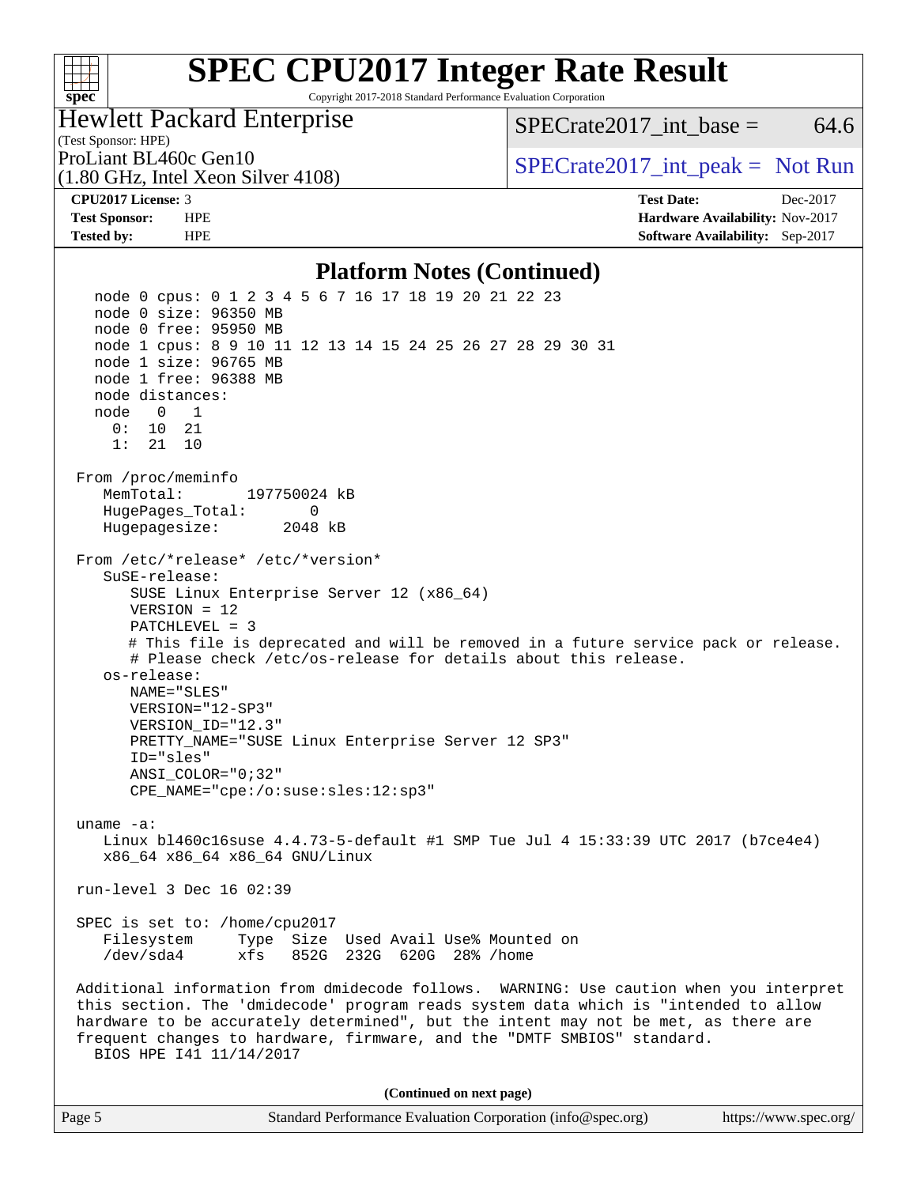# SPEC CPU2017 Integer Rate Result

Copyright 2017-2018 Standard Performance Evaluation Corporation

**Hewlett Packard Enterprise**
(Test Sponsor: HPE)

ProLiant BL460c Gen10
(1.80 GHz, Intel Xeon Silver 4108)

SPECrate2017_int_base = 64.6

SPECrate2017_int_peak = Not Run

| | | | |
|---|---|---|---|
| **CPU2017 License:** | 3 | **Test Date:** | Dec-2017 |
| **Test Sponsor:** | HPE | **Hardware Availability:** | Nov-2017 |
| **Tested by:** | HPE | **Software Availability:** | Sep-2017 |

## Platform Notes (Continued)

```
    node 0 cpus: 0 1 2 3 4 5 6 7 16 17 18 19 20 21 22 23
    node 0 size: 96350 MB
    node 0 free: 95950 MB
    node 1 cpus: 8 9 10 11 12 13 14 15 24 25 26 27 28 29 30 31
    node 1 size: 96765 MB
    node 1 free: 96388 MB
    node distances:
    node   0   1
      0:  10  21
      1:  21  10

 From /proc/meminfo
    MemTotal:       197750024 kB
    HugePages_Total:       0
    Hugepagesize:       2048 kB

 From /etc/*release* /etc/*version*
    SuSE-release:
       SUSE Linux Enterprise Server 12 (x86_64)
       VERSION = 12
       PATCHLEVEL = 3
       # This file is deprecated and will be removed in a future service pack or release.
       # Please check /etc/os-release for details about this release.
    os-release:
       NAME="SLES"
       VERSION="12-SP3"
       VERSION_ID="12.3"
       PRETTY_NAME="SUSE Linux Enterprise Server 12 SP3"
       ID="sles"
       ANSI_COLOR="0;32"
       CPE_NAME="cpe:/o:suse:sles:12:sp3"

 uname -a:
    Linux bl460c16suse 4.4.73-5-default #1 SMP Tue Jul 4 15:33:39 UTC 2017 (b7ce4e4)
    x86_64 x86_64 x86_64 GNU/Linux

 run-level 3 Dec 16 02:39

 SPEC is set to: /home/cpu2017
    Filesystem     Type  Size  Used Avail Use% Mounted on
    /dev/sda4      xfs   852G  232G  620G  28% /home

 Additional information from dmidecode follows.  WARNING: Use caution when you interpret
 this section. The 'dmidecode' program reads system data which is "intended to allow
 hardware to be accurately determined", but the intent may not be met, as there are
 frequent changes to hardware, firmware, and the "DMTF SMBIOS" standard.
    BIOS HPE I41 11/14/2017
```

**(Continued on next page)**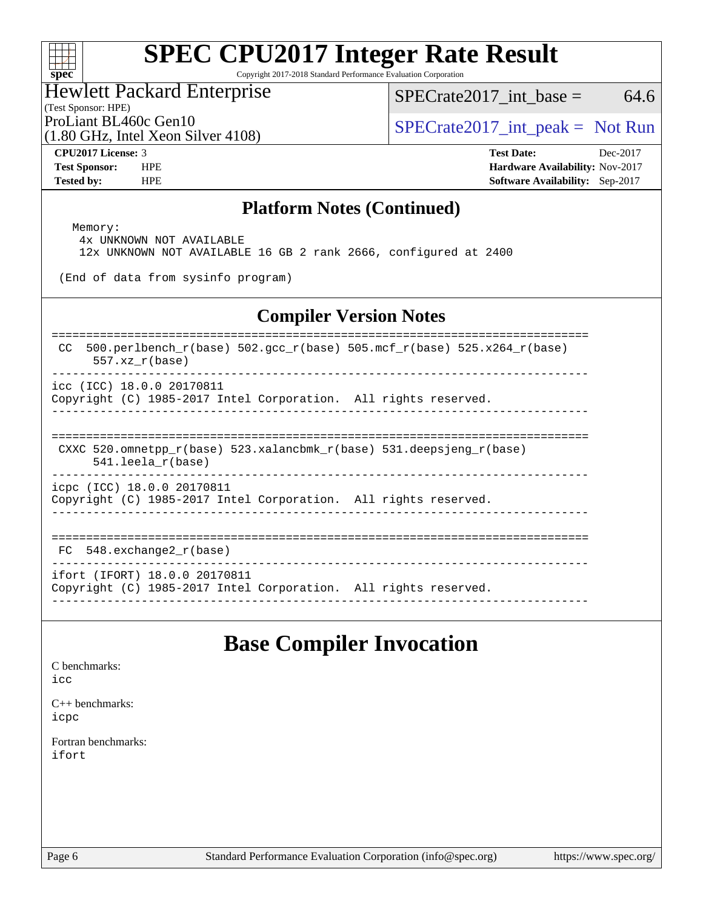## Platform Notes (Continued)

```
  Memory:
    4x UNKNOWN NOT AVAILABLE
    12x UNKNOWN NOT AVAILABLE 16 GB 2 rank 2666, configured at 2400

 (End of data from sysinfo program)
```

## Compiler Version Notes

```
==============================================================================
 CC  500.perlbench_r(base) 502.gcc_r(base) 505.mcf_r(base) 525.x264_r(base)
      557.xz_r(base)
------------------------------------------------------------------------------
icc (ICC) 18.0.0 20170811
Copyright (C) 1985-2017 Intel Corporation.  All rights reserved.
------------------------------------------------------------------------------

==============================================================================
 CXXC 520.omnetpp_r(base) 523.xalancbmk_r(base) 531.deepsjeng_r(base)
      541.leela_r(base)
------------------------------------------------------------------------------
icpc (ICC) 18.0.0 20170811
Copyright (C) 1985-2017 Intel Corporation.  All rights reserved.
------------------------------------------------------------------------------

==============================================================================
 FC  548.exchange2_r(base)
------------------------------------------------------------------------------
ifort (IFORT) 18.0.0 20170811
Copyright (C) 1985-2017 Intel Corporation.  All rights reserved.
------------------------------------------------------------------------------
```

# Base Compiler Invocation

C benchmarks:
icc

C++ benchmarks:
icpc

Fortran benchmarks:
ifort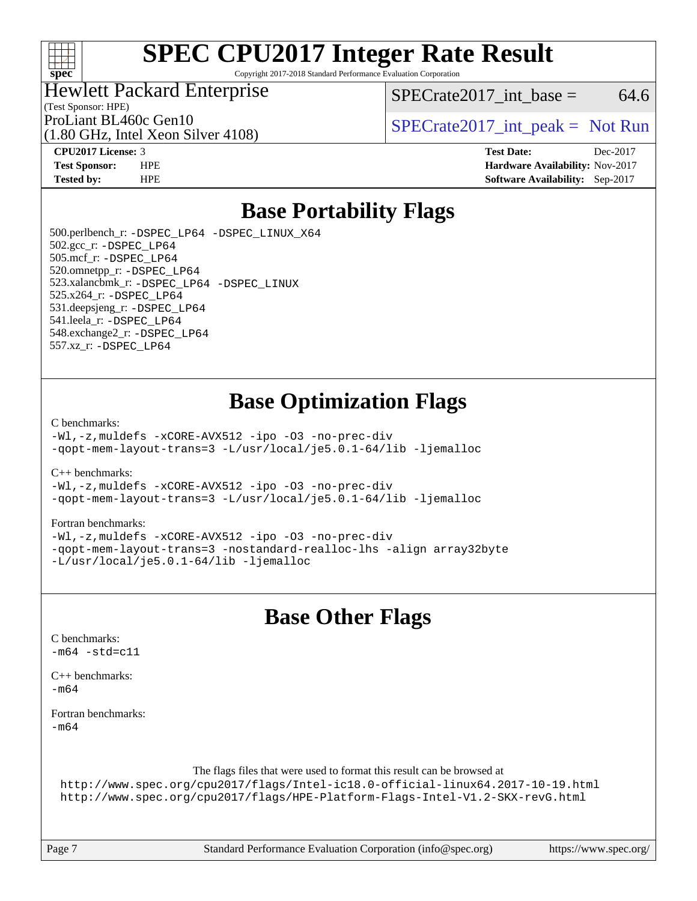# SPEC CPU2017 Integer Rate Result

Copyright 2017-2018 Standard Performance Evaluation Corporation

**Hewlett Packard Enterprise**
(Test Sponsor: HPE)
ProLiant BL460c Gen10
(1.80 GHz, Intel Xeon Silver 4108)

SPECrate2017_int_base = 64.6
SPECrate2017_int_peak = Not Run

**CPU2017 License:** 3
**Test Sponsor:** HPE
**Tested by:** HPE

**Test Date:** Dec-2017
**Hardware Availability:** Nov-2017
**Software Availability:** Sep-2017

## Base Portability Flags

500.perlbench_r: `-DSPEC_LP64 -DSPEC_LINUX_X64`
502.gcc_r: `-DSPEC_LP64`
505.mcf_r: `-DSPEC_LP64`
520.omnetpp_r: `-DSPEC_LP64`
523.xalancbmk_r: `-DSPEC_LP64 -DSPEC_LINUX`
525.x264_r: `-DSPEC_LP64`
531.deepsjeng_r: `-DSPEC_LP64`
541.leela_r: `-DSPEC_LP64`
548.exchange2_r: `-DSPEC_LP64`
557.xz_r: `-DSPEC_LP64`

## Base Optimization Flags

C benchmarks:
```
-Wl,-z,muldefs -xCORE-AVX512 -ipo -O3 -no-prec-div
-qopt-mem-layout-trans=3 -L/usr/local/je5.0.1-64/lib -ljemalloc
```

C++ benchmarks:
```
-Wl,-z,muldefs -xCORE-AVX512 -ipo -O3 -no-prec-div
-qopt-mem-layout-trans=3 -L/usr/local/je5.0.1-64/lib -ljemalloc
```

Fortran benchmarks:
```
-Wl,-z,muldefs -xCORE-AVX512 -ipo -O3 -no-prec-div
-qopt-mem-layout-trans=3 -nostandard-realloc-lhs -align array32byte
-L/usr/local/je5.0.1-64/lib -ljemalloc
```

## Base Other Flags

C benchmarks:
```
-m64 -std=c11
```

C++ benchmarks:
```
-m64
```

Fortran benchmarks:
```
-m64
```

The flags files that were used to format this result can be browsed at
http://www.spec.org/cpu2017/flags/Intel-ic18.0-official-linux64.2017-10-19.html
http://www.spec.org/cpu2017/flags/HPE-Platform-Flags-Intel-V1.2-SKX-revG.html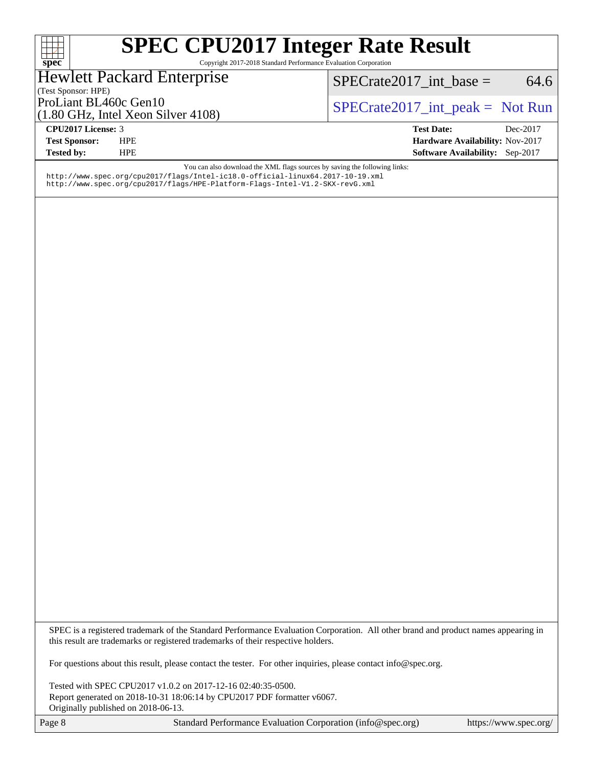You can also download the XML flags sources by saving the following links:

http://www.spec.org/cpu2017/flags/Intel-ic18.0-official-linux64.2017-10-19.xml
http://www.spec.org/cpu2017/flags/HPE-Platform-Flags-Intel-V1.2-SKX-revG.xml

SPEC is a registered trademark of the Standard Performance Evaluation Corporation. All other brand and product names appearing in this result are trademarks or registered trademarks of their respective holders.

For questions about this result, please contact the tester. For other inquiries, please contact info@spec.org.

Tested with SPEC CPU2017 v1.0.2 on 2017-12-16 02:40:35-0500.
Report generated on 2018-10-31 18:06:14 by CPU2017 PDF formatter v6067.
Originally published on 2018-06-13.